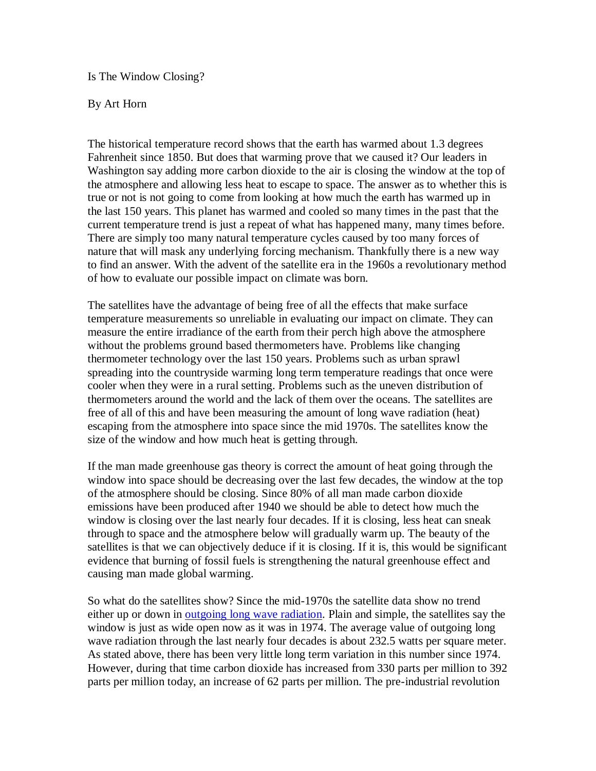# Is The Window Closing?

By Art Horn

The historical temperature record shows that the earth has warmed about 1.3 degrees Fahrenheit since 1850. But does that warming prove that we caused it? Our leaders in Washington say adding more carbon dioxide to the air is closing the window at the top of the atmosphere and allowing less heat to escape to space. The answer as to whether this is true or not is not going to come from looking at how much the earth has warmed up in the last 150 years. This planet has warmed and cooled so many times in the past that the current temperature trend is just a repeat of what has happened many, many times before. There are simply too many natural temperature cycles caused by too many forces of nature that will mask any underlying forcing mechanism. Thankfully there is a new way to find an answer. With the advent of the satellite era in the 1960s a revolutionary method of how to evaluate our possible impact on climate was born.

The satellites have the advantage of being free of all the effects that make surface temperature measurements so unreliable in evaluating our impact on climate. They can measure the entire irradiance of the earth from their perch high above the atmosphere without the problems ground based thermometers have. Problems like changing thermometer technology over the last 150 years. Problems such as urban sprawl spreading into the countryside warming long term temperature readings that once were cooler when they were in a rural setting. Problems such as the uneven distribution of thermometers around the world and the lack of them over the oceans. The satellites are free of all of this and have been measuring the amount of long wave radiation (heat) escaping from the atmosphere into space since the mid 1970s. The satellites know the size of the window and how much heat is getting through.

If the man made greenhouse gas theory is correct the amount of heat going through the window into space should be decreasing over the last few decades, the window at the top of the atmosphere should be closing. Since 80% of all man made carbon dioxide emissions have been produced after 1940 we should be able to detect how much the window is closing over the last nearly four decades. If it is closing, less heat can sneak through to space and the atmosphere below will gradually warm up. The beauty of the satellites is that we can objectively deduce if it is closing. If it is, this would be significant evidence that burning of fossil fuels is strengthening the natural greenhouse effect and causing man made global warming.

So what do the satellites show? Since the mid-1970s the satellite data show no trend either up or down in outgoing long wave radiation. Plain and simple, the satellites say the window is just as wide open now as it was in 1974. The average value of outgoing long wave radiation through the last nearly four decades is about 232.5 watts per square meter. As stated above, there has been very little long term variation in this number since 1974. However, during that time carbon dioxide has increased from 330 parts per million to 392 parts per million today, an increase of 62 parts per million. The pre-industrial revolution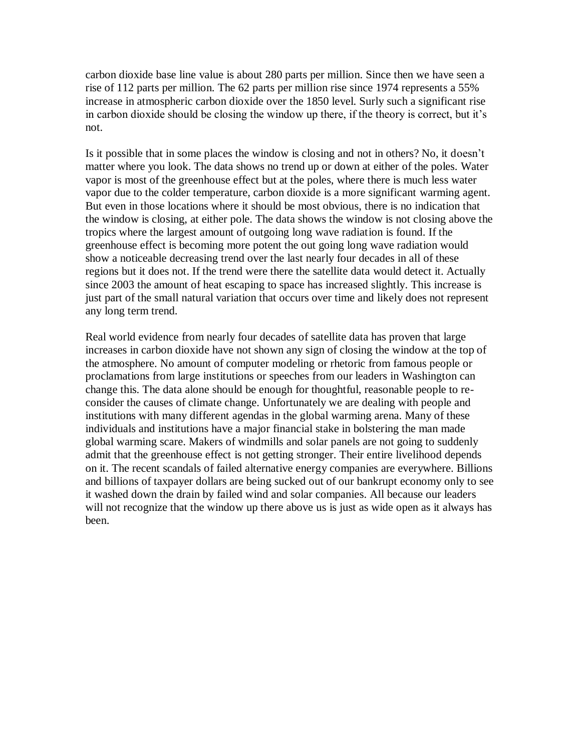carbon dioxide base line value is about 280 parts per million. Since then we have seen a rise of 112 parts per million. The 62 parts per million rise since 1974 represents a 55% increase in atmospheric carbon dioxide over the 1850 level. Surly such a significant rise in carbon dioxide should be closing the window up there, if the theory is correct, but it's not.

Is it possible that in some places the window is closing and not in others? No, it doesn't matter where you look. The data shows no trend up or down at either of the poles. Water vapor is most of the greenhouse effect but at the poles, where there is much less water vapor due to the colder temperature, carbon dioxide is a more significant warming agent. But even in those locations where it should be most obvious, there is no indication that the window is closing, at either pole. The data shows the window is not closing above the tropics where the largest amount of outgoing long wave radiation is found. If the greenhouse effect is becoming more potent the out going long wave radiation would show a noticeable decreasing trend over the last nearly four decades in all of these regions but it does not. If the trend were there the satellite data would detect it. Actually since 2003 the amount of heat escaping to space has increased slightly. This increase is just part of the small natural variation that occurs over time and likely does not represent any long term trend.

Real world evidence from nearly four decades of satellite data has proven that large increases in carbon dioxide have not shown any sign of closing the window at the top of the atmosphere. No amount of computer modeling or rhetoric from famous people or proclamations from large institutions or speeches from our leaders in Washington can change this. The data alone should be enough for thoughtful, reasonable people to re-consider the causes of climate change. Unfortunately we are dealing with people and institutions with many different agendas in the global warming arena. Many of these individuals and institutions have a major financial stake in bolstering the man made global warming scare. Makers of windmills and solar panels are not going to suddenly admit that the greenhouse effect is not getting stronger. Their entire livelihood depends on it. The recent scandals of failed alternative energy companies are everywhere. Billions and billions of taxpayer dollars are being sucked out of our bankrupt economy only to see it washed down the drain by failed wind and solar companies. All because our leaders will not recognize that the window up there above us is just as wide open as it always has been.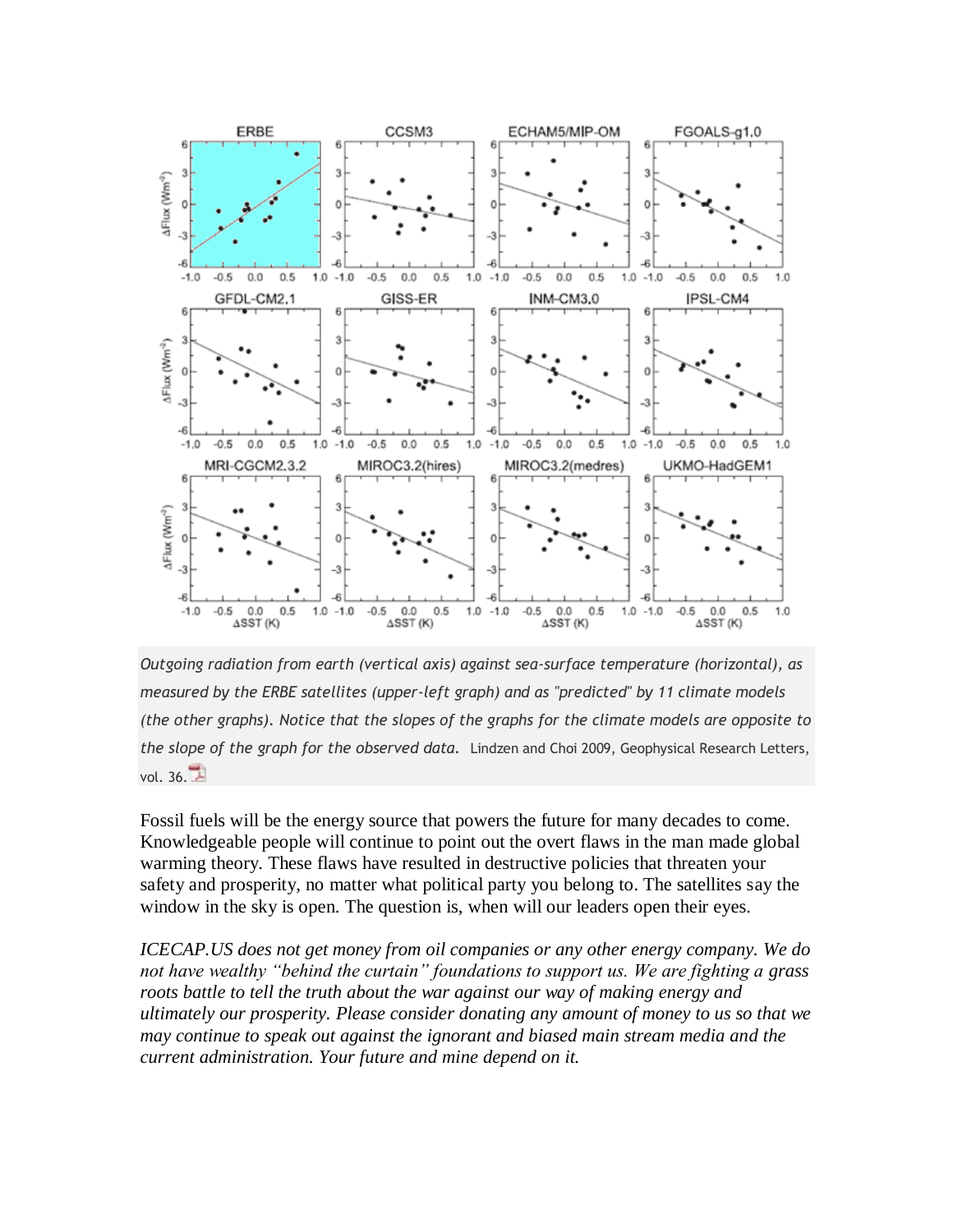ERBE

CCSM3

ECHAM5/MIP-OM

FGOALS-g1.0

GFDL-CM2.1

GISS-ER

INM-CM3.0

IPSL-CM4

MRI-CGCM2.3.2

MIROC3.2(hires)

MIROC3.2(medres)

UKMO-HadGEM1

ΔFlux ($Wm^{-2}$)

ΔSST (K)

6 3 0 -3 -6

-1.0 -0.5 0.0 0.5 1.0

*Outgoing radiation from earth (vertical axis) against sea-surface temperature (horizontal), as measured by the ERBE satellites (upper-left graph) and as "predicted" by 11 climate models (the other graphs). Notice that the slopes of the graphs for the climate models are opposite to the slope of the graph for the observed data.* Lindzen and Choi 2009, Geophysical Research Letters, vol. 36.

Fossil fuels will be the energy source that powers the future for many decades to come. Knowledgeable people will continue to point out the overt flaws in the man made global warming theory. These flaws have resulted in destructive policies that threaten your safety and prosperity, no matter what political party you belong to. The satellites say the window in the sky is open. The question is, when will our leaders open their eyes.

*ICECAP.US does not get money from oil companies or any other energy company. We do not have wealthy "behind the curtain" foundations to support us. We are fighting a grass roots battle to tell the truth about the war against our way of making energy and ultimately our prosperity. Please consider donating any amount of money to us so that we may continue to speak out against the ignorant and biased main stream media and the current administration. Your future and mine depend on it.*